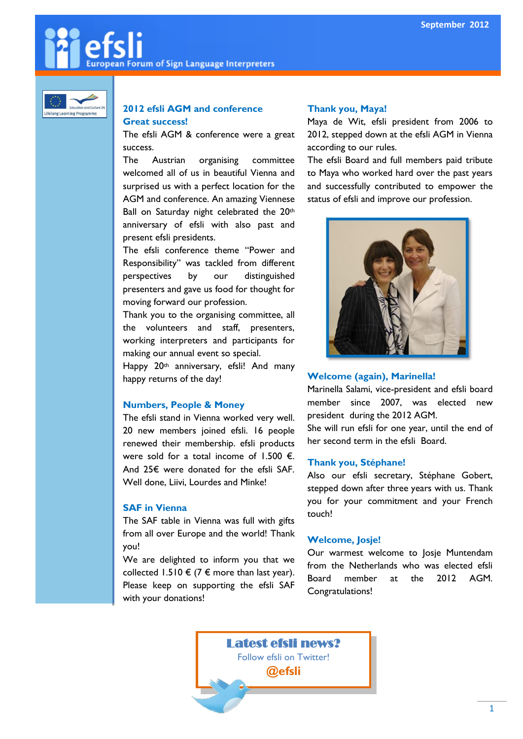# efsli

European Forum of Sign Language Interpreters

September 2012

## 2012 efsli AGM and conference Great success!

The efsli AGM & conference were a great success.

The Austrian organising committee welcomed all of us in beautiful Vienna and surprised us with a perfect location for the AGM and conference. An amazing Viennese Ball on Saturday night celebrated the 20th anniversary of efsli with also past and present efsli presidents.

The efsli conference theme "Power and Responsibility" was tackled from different perspectives by our distinguished presenters and gave us food for thought for moving forward our profession.

Thank you to the organising committee, all the volunteers and staff, presenters, working interpreters and participants for making our annual event so special.

Happy 20th anniversary, efsli! And many happy returns of the day!

## Numbers, People & Money

The efsli stand in Vienna worked very well. 20 new members joined efsli. 16 people renewed their membership. efsli products were sold for a total income of 1.500 €. And 25€ were donated for the efsli SAF. Well done, Liivi, Lourdes and Minke!

## SAF in Vienna

The SAF table in Vienna was full with gifts from all over Europe and the world! Thank you!

We are delighted to inform you that we collected 1.510 € (7 € more than last year). Please keep on supporting the efsli SAF with your donations!

## Thank you, Maya!

Maya de Wit, efsli president from 2006 to 2012, stepped down at the efsli AGM in Vienna according to our rules.

The efsli Board and full members paid tribute to Maya who worked hard over the past years and successfully contributed to empower the status of efsli and improve our profession.

## Welcome (again), Marinella!

Marinella Salami, vice-president and efsli board member since 2007, was elected new president during the 2012 AGM.

She will run efsli for one year, until the end of her second term in the efsli Board.

## Thank you, Stéphane!

Also our efsli secretary, Stéphane Gobert, stepped down after three years with us. Thank you for your commitment and your French touch!

## Welcome, Josje!

Our warmest welcome to Josje Muntendam from the Netherlands who was elected efsli Board member at the 2012 AGM. Congratulations!

**Latest efsli news?**

Follow efsli on Twitter!

**@efsli**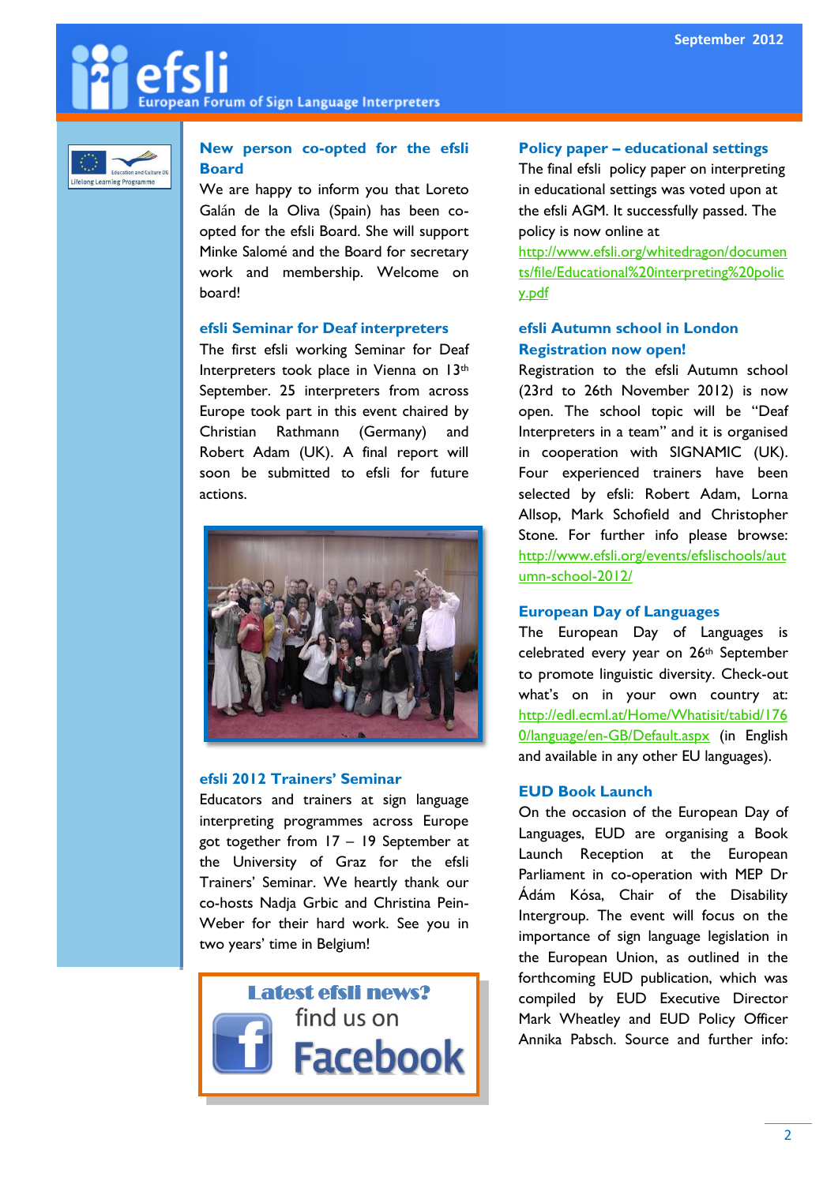## New person co-opted for the efsli Board

We are happy to inform you that Loreto Galán de la Oliva (Spain) has been co-opted for the efsli Board. She will support Minke Salomé and the Board for secretary work and membership. Welcome on board!

## efsli Seminar for Deaf interpreters

The first efsli working Seminar for Deaf Interpreters took place in Vienna on 13th September. 25 interpreters from across Europe took part in this event chaired by Christian Rathmann (Germany) and Robert Adam (UK). A final report will soon be submitted to efsli for future actions.

## efsli 2012 Trainers' Seminar

Educators and trainers at sign language interpreting programmes across Europe got together from 17 – 19 September at the University of Graz for the efsli Trainers' Seminar. We heartly thank our co-hosts Nadja Grbic and Christina Pein-Weber for their hard work. See you in two years' time in Belgium!

**Latest efsli news?**
find us on
**Facebook**

## Policy paper – educational settings

The final efsli policy paper on interpreting in educational settings was voted upon at the efsli AGM. It successfully passed. The policy is now online at http://www.efsli.org/whitedragon/documents/file/Educational%20interpreting%20policy.pdf

## efsli Autumn school in London Registration now open!

Registration to the efsli Autumn school (23rd to 26th November 2012) is now open. The school topic will be "Deaf Interpreters in a team" and it is organised in cooperation with SIGNAMIC (UK). Four experienced trainers have been selected by efsli: Robert Adam, Lorna Allsop, Mark Schofield and Christopher Stone. For further info please browse: http://www.efsli.org/events/efslischools/autumn-school-2012/

## European Day of Languages

The European Day of Languages is celebrated every year on 26th September to promote linguistic diversity. Check-out what's on in your own country at: http://edl.ecml.at/Home/Whatisit/tabid/1760/language/en-GB/Default.aspx (in English and available in any other EU languages).

## EUD Book Launch

On the occasion of the European Day of Languages, EUD are organising a Book Launch Reception at the European Parliament in co-operation with MEP Dr Ádám Kósa, Chair of the Disability Intergroup. The event will focus on the importance of sign language legislation in the European Union, as outlined in the forthcoming EUD publication, which was compiled by EUD Executive Director Mark Wheatley and EUD Policy Officer Annika Pabsch. Source and further info: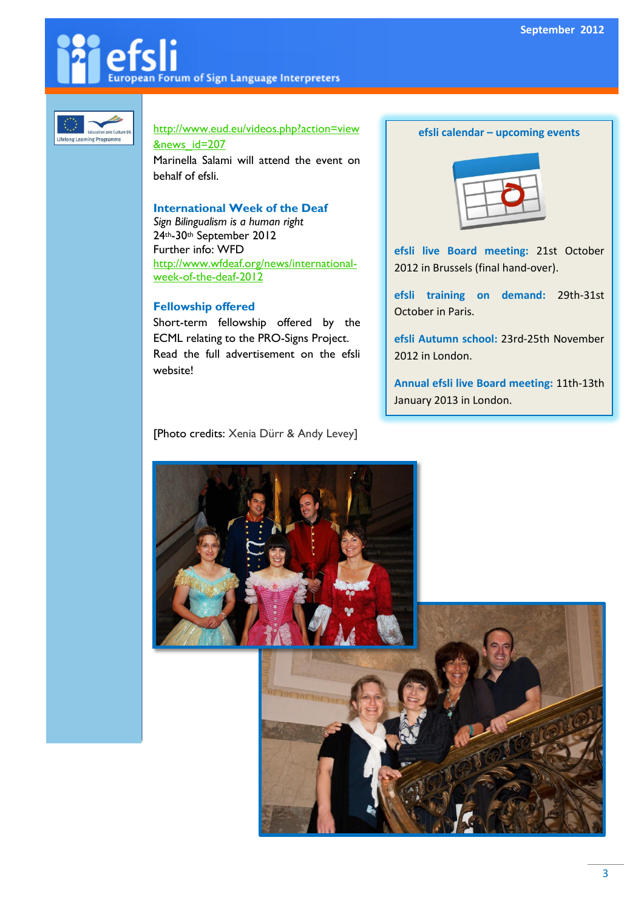http://www.eud.eu/videos.php?action=view&news_id=207

Marinella Salami will attend the event on behalf of efsli.

## International Week of the Deaf

*Sign Bilingualism is a human right*

24th-30th September 2012

Further info: WFD

http://www.wfdeaf.org/news/international-week-of-the-deaf-2012

## Fellowship offered

Short-term fellowship offered by the ECML relating to the PRO-Signs Project. Read the full advertisement on the efsli website!

[Photo credits: Xenia Dürr & Andy Levey]

## efsli calendar – upcoming events

**efsli live Board meeting:** 21st October 2012 in Brussels (final hand-over).

**efsli training on demand:** 29th-31st October in Paris.

**efsli Autumn school:** 23rd-25th November 2012 in London.

**Annual efsli live Board meeting:** 11th-13th January 2013 in London.